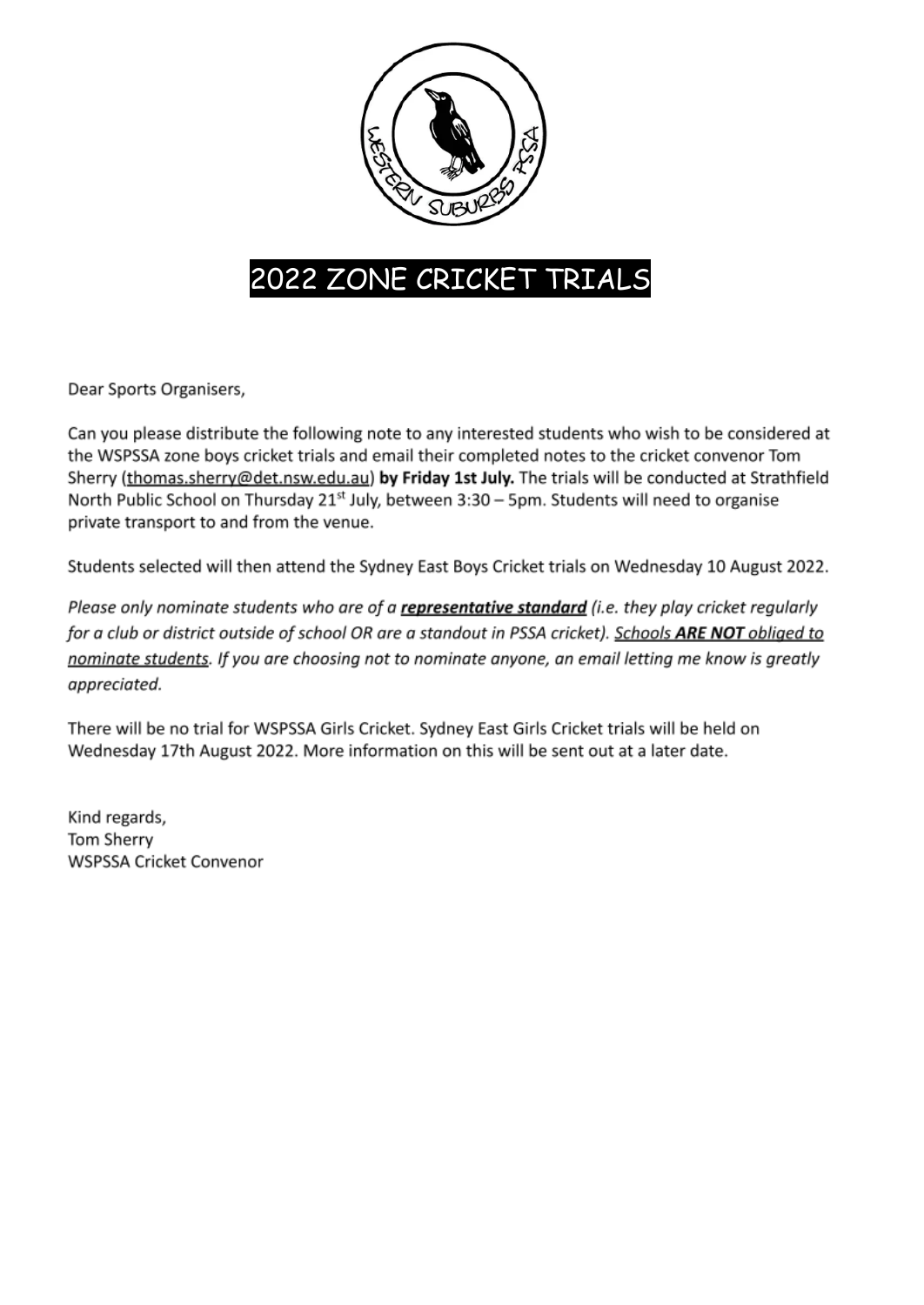# 2022 ZONE CRICKET TRIALS

Dear Sports Organisers,

Can you please distribute the following note to any interested students who wish to be considered at the WSPSSA zone boys cricket trials and email their completed notes to the cricket convenor Tom Sherry (thomas.sherry@det.nsw.edu.au) **by Friday 1st July.** The trials will be conducted at Strathfield North Public School on Thursday 21st July, between 3:30 – 5pm. Students will need to organise private transport to and from the venue.

Students selected will then attend the Sydney East Boys Cricket trials on Wednesday 10 August 2022.

*Please only nominate students who are of a **representative standard** (i.e. they play cricket regularly for a club or district outside of school OR are a standout in PSSA cricket). Schools **ARE NOT** obliged to nominate students. If you are choosing not to nominate anyone, an email letting me know is greatly appreciated.*

There will be no trial for WSPSSA Girls Cricket. Sydney East Girls Cricket trials will be held on Wednesday 17th August 2022. More information on this will be sent out at a later date.

Kind regards,
Tom Sherry
WSPSSA Cricket Convenor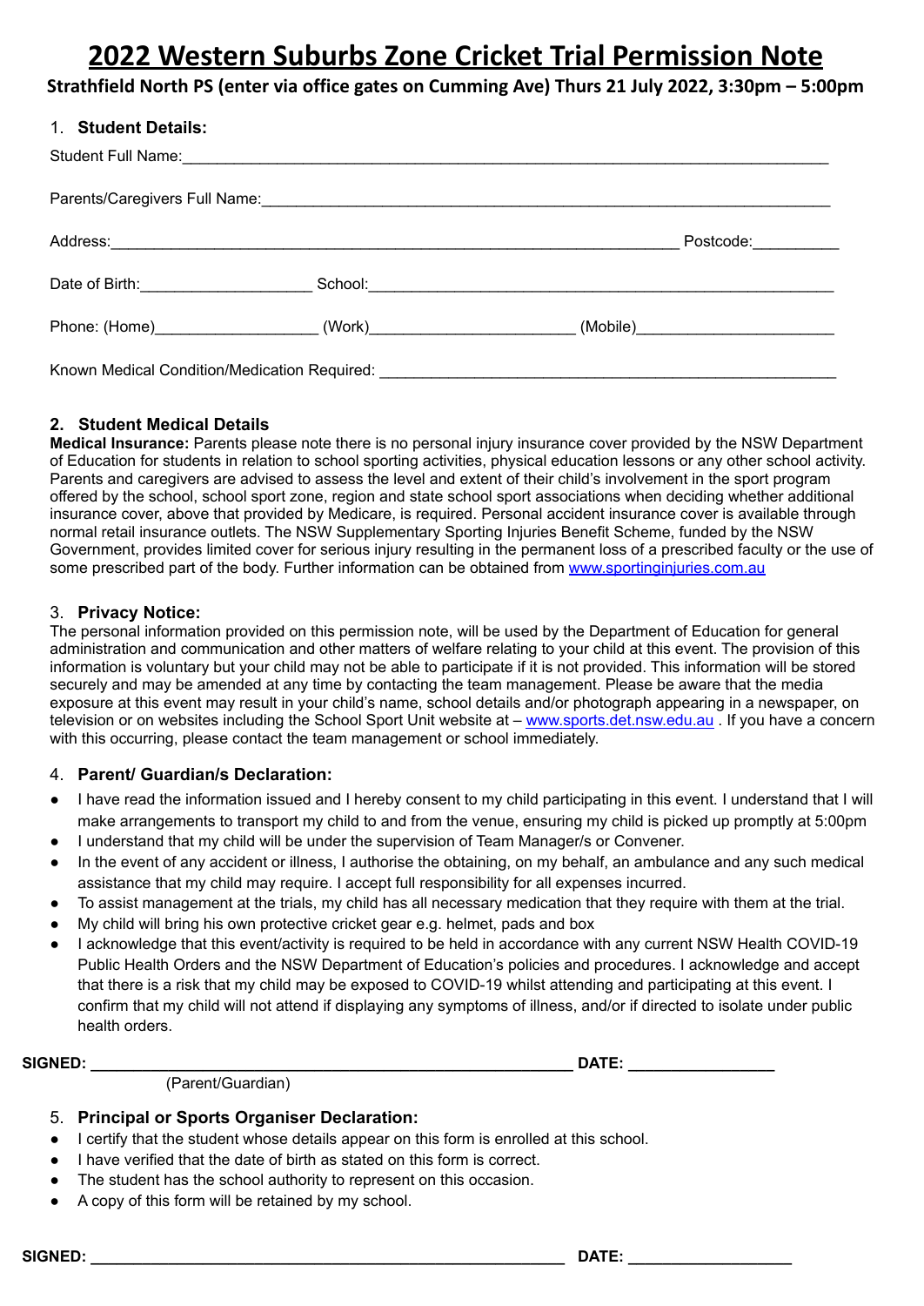# 2022 Western Suburbs Zone Cricket Trial Permission Note

**Strathfield North PS (enter via office gates on Cumming Ave) Thurs 21 July 2022, 3:30pm – 5:00pm**

1. **Student Details:**

Student Full Name:_______________________________________________________________________________

Parents/Caregivers Full Name:______________________________________________________________________

Address:_____________________________________________________________________ Postcode:__________

Date of Birth:____________________ School:________________________________________________________

Phone: (Home)___________________ (Work)________________________ (Mobile)_______________________

Known Medical Condition/Medication Required: ______________________________________________________

2. **Student Medical Details**

**Medical Insurance:** Parents please note there is no personal injury insurance cover provided by the NSW Department of Education for students in relation to school sporting activities, physical education lessons or any other school activity. Parents and caregivers are advised to assess the level and extent of their child's involvement in the sport program offered by the school, school sport zone, region and state school sport associations when deciding whether additional insurance cover, above that provided by Medicare, is required. Personal accident insurance cover is available through normal retail insurance outlets. The NSW Supplementary Sporting Injuries Benefit Scheme, funded by the NSW Government, provides limited cover for serious injury resulting in the permanent loss of a prescribed faculty or the use of some prescribed part of the body. Further information can be obtained from www.sportinginjuries.com.au

3. **Privacy Notice:**

The personal information provided on this permission note, will be used by the Department of Education for general administration and communication and other matters of welfare relating to your child at this event. The provision of this information is voluntary but your child may not be able to participate if it is not provided. This information will be stored securely and may be amended at any time by contacting the team management. Please be aware that the media exposure at this event may result in your child's name, school details and/or photograph appearing in a newspaper, on television or on websites including the School Sport Unit website at – www.sports.det.nsw.edu.au . If you have a concern with this occurring, please contact the team management or school immediately.

4. **Parent/ Guardian/s Declaration:**

- I have read the information issued and I hereby consent to my child participating in this event. I understand that I will make arrangements to transport my child to and from the venue, ensuring my child is picked up promptly at 5:00pm
- I understand that my child will be under the supervision of Team Manager/s or Convener.
- In the event of any accident or illness, I authorise the obtaining, on my behalf, an ambulance and any such medical assistance that my child may require. I accept full responsibility for all expenses incurred.
- To assist management at the trials, my child has all necessary medication that they require with them at the trial.
- My child will bring his own protective cricket gear e.g. helmet, pads and box
- I acknowledge that this event/activity is required to be held in accordance with any current NSW Health COVID-19 Public Health Orders and the NSW Department of Education's policies and procedures. I acknowledge and accept that there is a risk that my child may be exposed to COVID-19 whilst attending and participating at this event. I confirm that my child will not attend if displaying any symptoms of illness, and/or if directed to isolate under public health orders.

**SIGNED:** ________________________________________________ **DATE:** _______________

(Parent/Guardian)

5. **Principal or Sports Organiser Declaration:**

- I certify that the student whose details appear on this form is enrolled at this school.
- I have verified that the date of birth as stated on this form is correct.
- The student has the school authority to represent on this occasion.
- A copy of this form will be retained by my school.

**SIGNED:** ________________________________________________ **DATE:** _________________